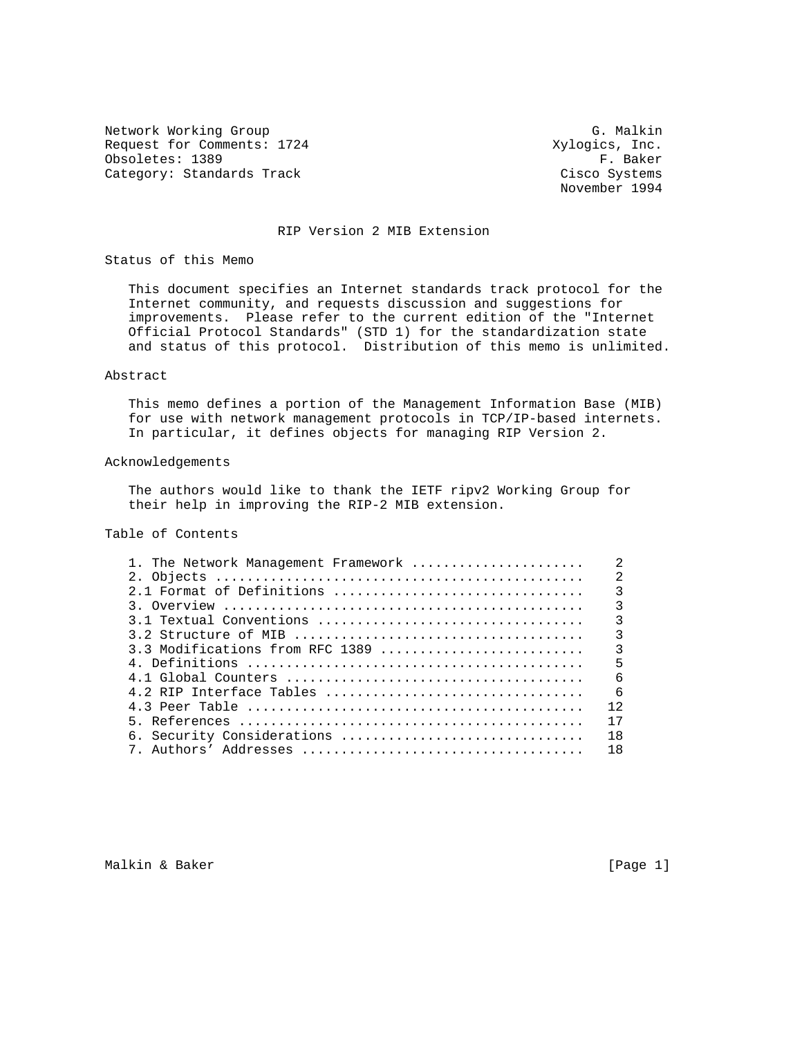Network Working Group                                          G. Malkin
Request for Comments: 1724                                Xylogics, Inc.
Obsoletes: 1389                                                 F. Baker
Category: Standards Track                                  Cisco Systems
                                                           November 1994

# RIP Version 2 MIB Extension

## Status of this Memo

This document specifies an Internet standards track protocol for the Internet community, and requests discussion and suggestions for improvements. Please refer to the current edition of the "Internet Official Protocol Standards" (STD 1) for the standardization state and status of this protocol. Distribution of this memo is unlimited.

## Abstract

This memo defines a portion of the Management Information Base (MIB) for use with network management protocols in TCP/IP-based internets. In particular, it defines objects for managing RIP Version 2.

## Acknowledgements

The authors would like to thank the IETF ripv2 Working Group for their help in improving the RIP-2 MIB extension.

## Table of Contents

```
1. The Network Management Framework ......................    2
2. Objects ...............................................    2
2.1 Format of Definitions ................................    3
3. Overview ..............................................    3
3.1 Textual Conventions ..................................    3
3.2 Structure of MIB .....................................    3
3.3 Modifications from RFC 1389 ..........................    3
4. Definitions ...........................................    5
4.1 Global Counters ......................................    6
4.2 RIP Interface Tables .................................    6
4.3 Peer Table ...........................................   12
5. References ............................................   17
6. Security Considerations ...............................   18
7. Authors' Addresses ....................................   18
```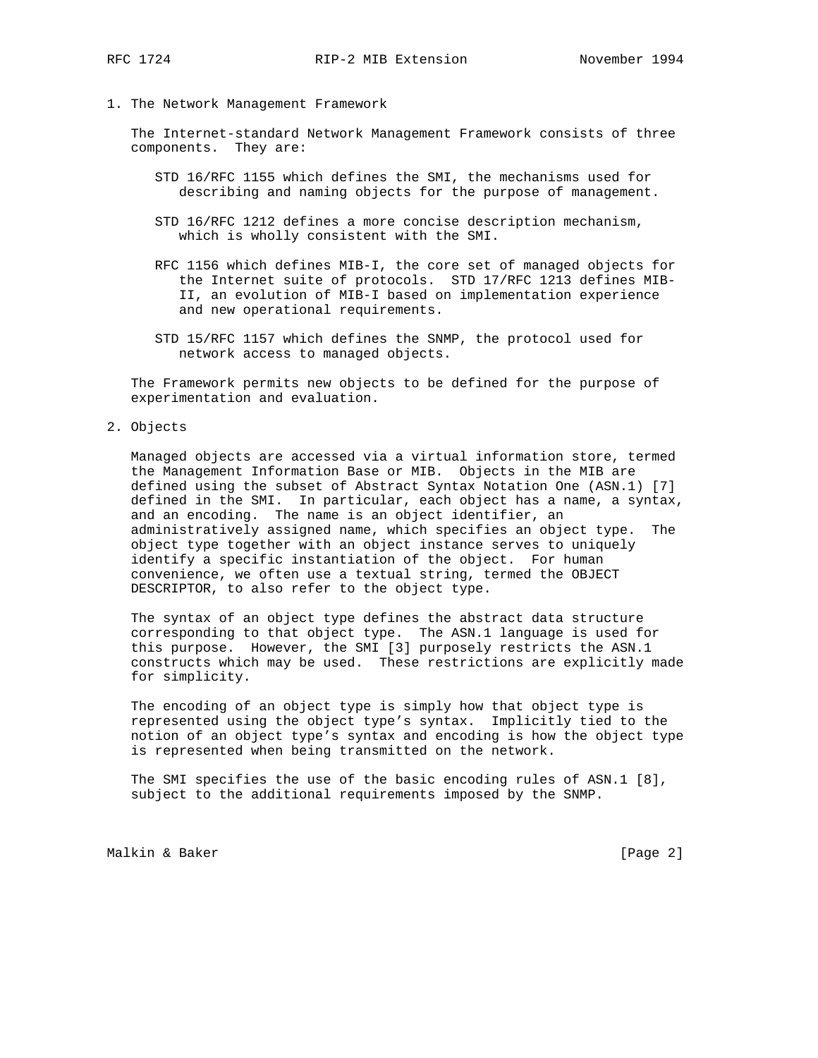## 1. The Network Management Framework

The Internet-standard Network Management Framework consists of three components. They are:

STD 16/RFC 1155 which defines the SMI, the mechanisms used for describing and naming objects for the purpose of management.

STD 16/RFC 1212 defines a more concise description mechanism, which is wholly consistent with the SMI.

RFC 1156 which defines MIB-I, the core set of managed objects for the Internet suite of protocols. STD 17/RFC 1213 defines MIB-II, an evolution of MIB-I based on implementation experience and new operational requirements.

STD 15/RFC 1157 which defines the SNMP, the protocol used for network access to managed objects.

The Framework permits new objects to be defined for the purpose of experimentation and evaluation.

## 2. Objects

Managed objects are accessed via a virtual information store, termed the Management Information Base or MIB. Objects in the MIB are defined using the subset of Abstract Syntax Notation One (ASN.1) [7] defined in the SMI. In particular, each object has a name, a syntax, and an encoding. The name is an object identifier, an administratively assigned name, which specifies an object type. The object type together with an object instance serves to uniquely identify a specific instantiation of the object. For human convenience, we often use a textual string, termed the OBJECT DESCRIPTOR, to also refer to the object type.

The syntax of an object type defines the abstract data structure corresponding to that object type. The ASN.1 language is used for this purpose. However, the SMI [3] purposely restricts the ASN.1 constructs which may be used. These restrictions are explicitly made for simplicity.

The encoding of an object type is simply how that object type is represented using the object type's syntax. Implicitly tied to the notion of an object type's syntax and encoding is how the object type is represented when being transmitted on the network.

The SMI specifies the use of the basic encoding rules of ASN.1 [8], subject to the additional requirements imposed by the SNMP.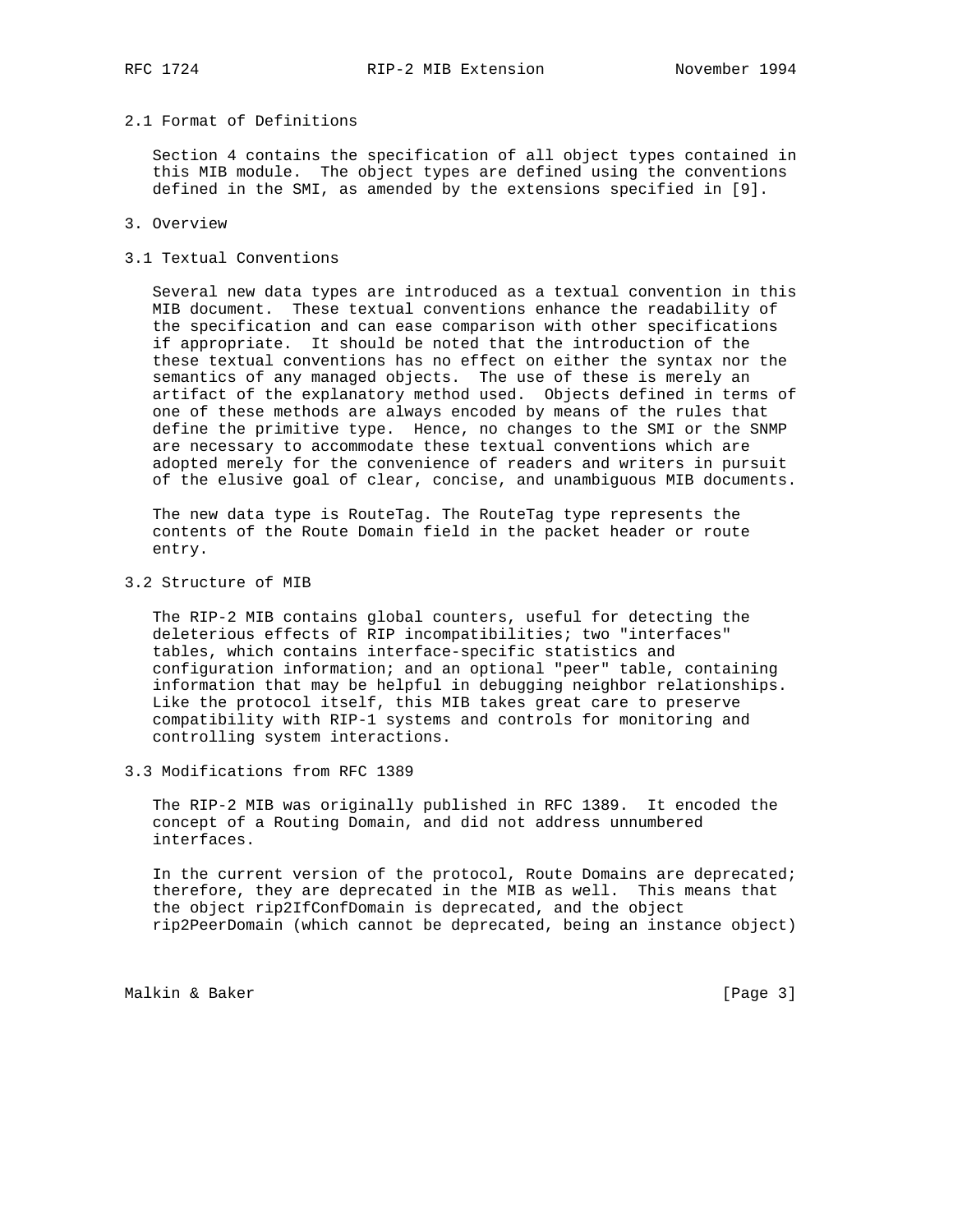## 2.1 Format of Definitions

Section 4 contains the specification of all object types contained in this MIB module. The object types are defined using the conventions defined in the SMI, as amended by the extensions specified in [9].

# 3. Overview

## 3.1 Textual Conventions

Several new data types are introduced as a textual convention in this MIB document. These textual conventions enhance the readability of the specification and can ease comparison with other specifications if appropriate. It should be noted that the introduction of the these textual conventions has no effect on either the syntax nor the semantics of any managed objects. The use of these is merely an artifact of the explanatory method used. Objects defined in terms of one of these methods are always encoded by means of the rules that define the primitive type. Hence, no changes to the SMI or the SNMP are necessary to accommodate these textual conventions which are adopted merely for the convenience of readers and writers in pursuit of the elusive goal of clear, concise, and unambiguous MIB documents.

The new data type is RouteTag. The RouteTag type represents the contents of the Route Domain field in the packet header or route entry.

## 3.2 Structure of MIB

The RIP-2 MIB contains global counters, useful for detecting the deleterious effects of RIP incompatibilities; two "interfaces" tables, which contains interface-specific statistics and configuration information; and an optional "peer" table, containing information that may be helpful in debugging neighbor relationships. Like the protocol itself, this MIB takes great care to preserve compatibility with RIP-1 systems and controls for monitoring and controlling system interactions.

## 3.3 Modifications from RFC 1389

The RIP-2 MIB was originally published in RFC 1389. It encoded the concept of a Routing Domain, and did not address unnumbered interfaces.

In the current version of the protocol, Route Domains are deprecated; therefore, they are deprecated in the MIB as well. This means that the object rip2IfConfDomain is deprecated, and the object rip2PeerDomain (which cannot be deprecated, being an instance object)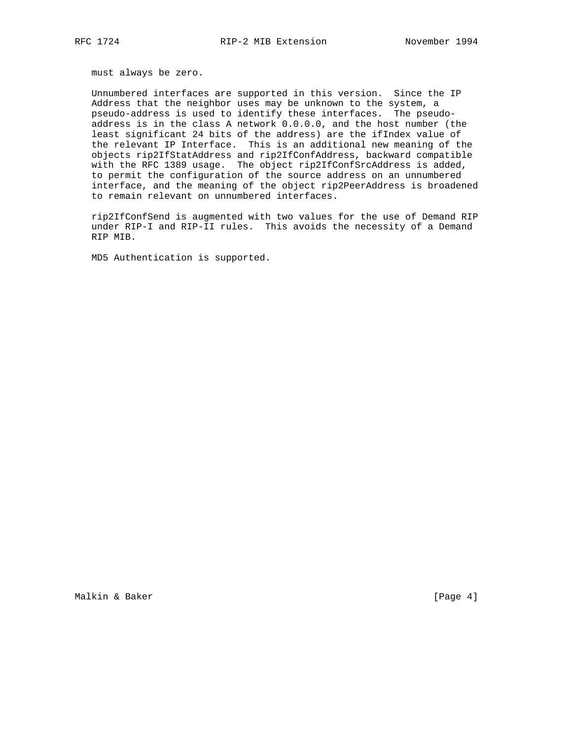must always be zero.

Unnumbered interfaces are supported in this version. Since the IP Address that the neighbor uses may be unknown to the system, a pseudo-address is used to identify these interfaces. The pseudo-address is in the class A network 0.0.0.0, and the host number (the least significant 24 bits of the address) are the ifIndex value of the relevant IP Interface. This is an additional new meaning of the objects rip2IfStatAddress and rip2IfConfAddress, backward compatible with the RFC 1389 usage. The object rip2IfConfSrcAddress is added, to permit the configuration of the source address on an unnumbered interface, and the meaning of the object rip2PeerAddress is broadened to remain relevant on unnumbered interfaces.

rip2IfConfSend is augmented with two values for the use of Demand RIP under RIP-I and RIP-II rules. This avoids the necessity of a Demand RIP MIB.

MD5 Authentication is supported.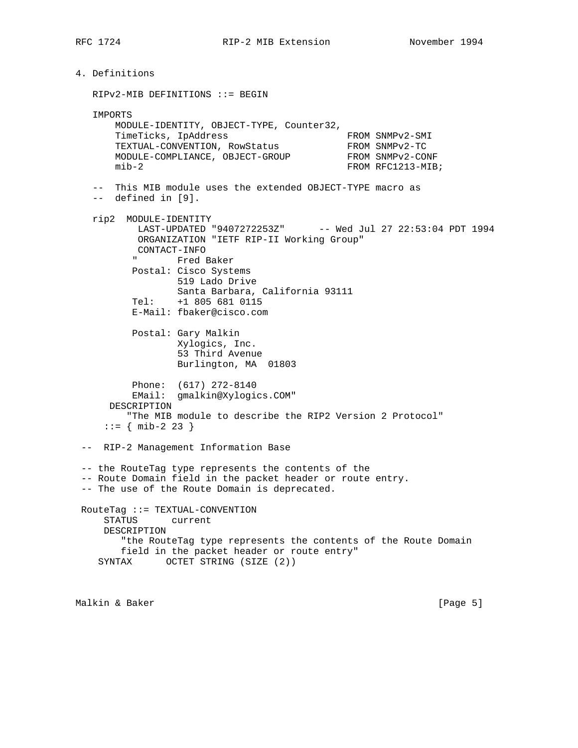## 4. Definitions

```
   RIPv2-MIB DEFINITIONS ::= BEGIN

   IMPORTS
       MODULE-IDENTITY, OBJECT-TYPE, Counter32,
       TimeTicks, IpAddress                     FROM SNMPv2-SMI
       TEXTUAL-CONVENTION, RowStatus            FROM SNMPv2-TC
       MODULE-COMPLIANCE, OBJECT-GROUP          FROM SNMPv2-CONF
       mib-2                                    FROM RFC1213-MIB;

   --  This MIB module uses the extended OBJECT-TYPE macro as
   --  defined in [9].

   rip2  MODULE-IDENTITY
           LAST-UPDATED "9407272253Z"      -- Wed Jul 27 22:53:04 PDT 1994
           ORGANIZATION "IETF RIP-II Working Group"
           CONTACT-INFO
          "       Fred Baker
          Postal: Cisco Systems
                  519 Lado Drive
                  Santa Barbara, California 93111
          Tel:    +1 805 681 0115
          E-Mail: fbaker@cisco.com

          Postal: Gary Malkin
                  Xylogics, Inc.
                  53 Third Avenue
                  Burlington, MA  01803

          Phone:  (617) 272-8140
          EMail:  gmalkin@Xylogics.COM"
      DESCRIPTION
         "The MIB module to describe the RIP2 Version 2 Protocol"
     ::= { mib-2 23 }

 --  RIP-2 Management Information Base

 -- the RouteTag type represents the contents of the
 -- Route Domain field in the packet header or route entry.
 -- The use of the Route Domain is deprecated.

 RouteTag ::= TEXTUAL-CONVENTION
     STATUS      current
     DESCRIPTION
        "the RouteTag type represents the contents of the Route Domain
        field in the packet header or route entry"
    SYNTAX      OCTET STRING (SIZE (2))
```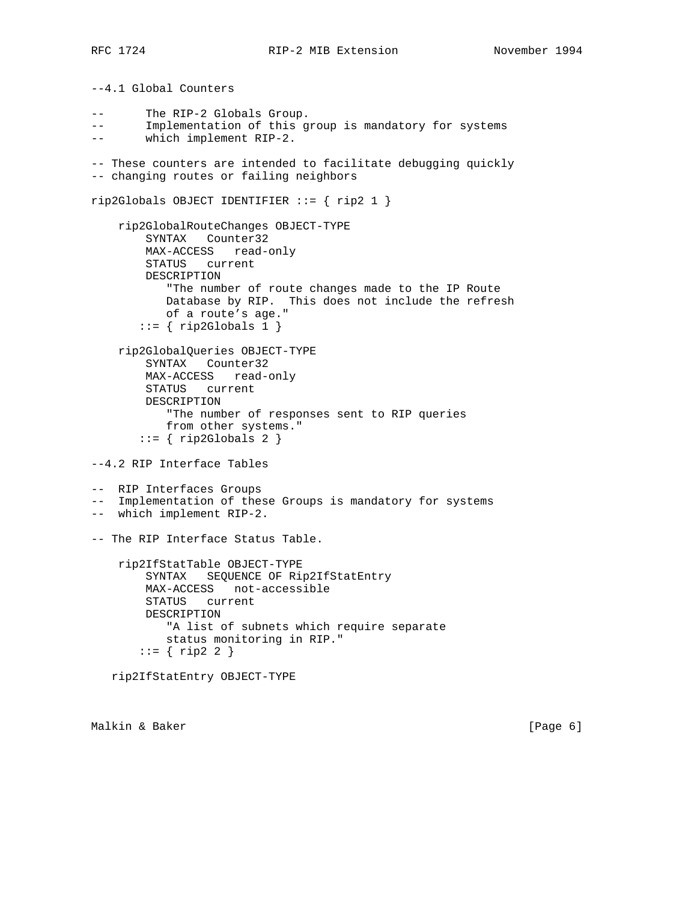```
--4.1 Global Counters

--      The RIP-2 Globals Group.
--      Implementation of this group is mandatory for systems
--      which implement RIP-2.

-- These counters are intended to facilitate debugging quickly
-- changing routes or failing neighbors

rip2Globals OBJECT IDENTIFIER ::= { rip2 1 }

    rip2GlobalRouteChanges OBJECT-TYPE
        SYNTAX   Counter32
        MAX-ACCESS   read-only
        STATUS   current
        DESCRIPTION
           "The number of route changes made to the IP Route
           Database by RIP.  This does not include the refresh
           of a route's age."
       ::= { rip2Globals 1 }

    rip2GlobalQueries OBJECT-TYPE
        SYNTAX   Counter32
        MAX-ACCESS   read-only
        STATUS   current
        DESCRIPTION
           "The number of responses sent to RIP queries
           from other systems."
       ::= { rip2Globals 2 }

--4.2 RIP Interface Tables

--  RIP Interfaces Groups
--  Implementation of these Groups is mandatory for systems
--  which implement RIP-2.

-- The RIP Interface Status Table.

    rip2IfStatTable OBJECT-TYPE
        SYNTAX   SEQUENCE OF Rip2IfStatEntry
        MAX-ACCESS   not-accessible
        STATUS   current
        DESCRIPTION
           "A list of subnets which require separate
           status monitoring in RIP."
       ::= { rip2 2 }

   rip2IfStatEntry OBJECT-TYPE
```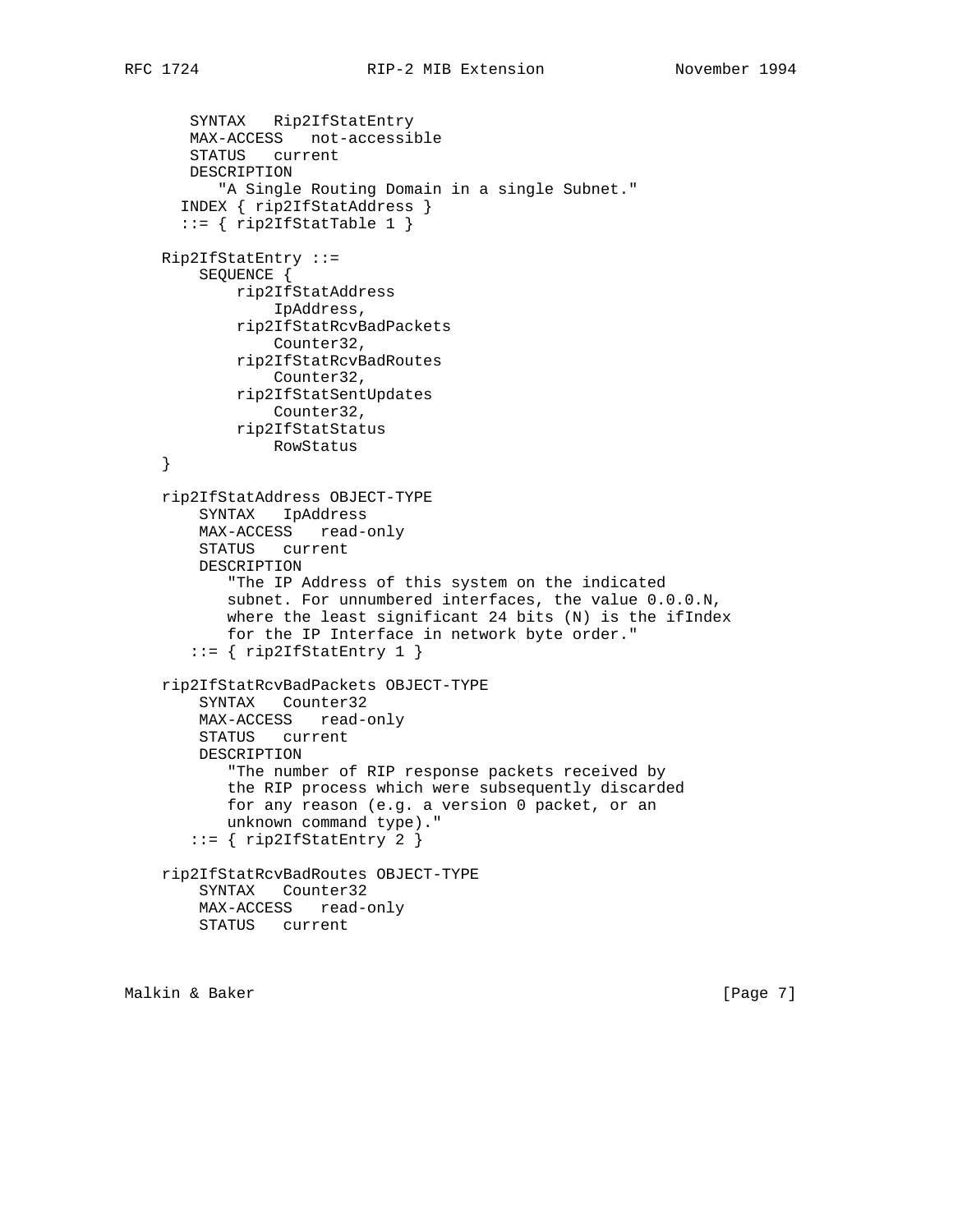```
       SYNTAX   Rip2IfStatEntry
       MAX-ACCESS   not-accessible
       STATUS   current
       DESCRIPTION
          "A Single Routing Domain in a single Subnet."
      INDEX { rip2IfStatAddress }
      ::= { rip2IfStatTable 1 }

   Rip2IfStatEntry ::=
       SEQUENCE {
           rip2IfStatAddress
               IpAddress,
           rip2IfStatRcvBadPackets
               Counter32,
           rip2IfStatRcvBadRoutes
               Counter32,
           rip2IfStatSentUpdates
               Counter32,
           rip2IfStatStatus
               RowStatus
   }

   rip2IfStatAddress OBJECT-TYPE
       SYNTAX   IpAddress
       MAX-ACCESS   read-only
       STATUS   current
       DESCRIPTION
          "The IP Address of this system on the indicated
          subnet. For unnumbered interfaces, the value 0.0.0.N,
          where the least significant 24 bits (N) is the ifIndex
          for the IP Interface in network byte order."
      ::= { rip2IfStatEntry 1 }

   rip2IfStatRcvBadPackets OBJECT-TYPE
       SYNTAX   Counter32
       MAX-ACCESS   read-only
       STATUS   current
       DESCRIPTION
          "The number of RIP response packets received by
          the RIP process which were subsequently discarded
          for any reason (e.g. a version 0 packet, or an
          unknown command type)."
      ::= { rip2IfStatEntry 2 }

   rip2IfStatRcvBadRoutes OBJECT-TYPE
       SYNTAX   Counter32
       MAX-ACCESS   read-only
       STATUS   current
```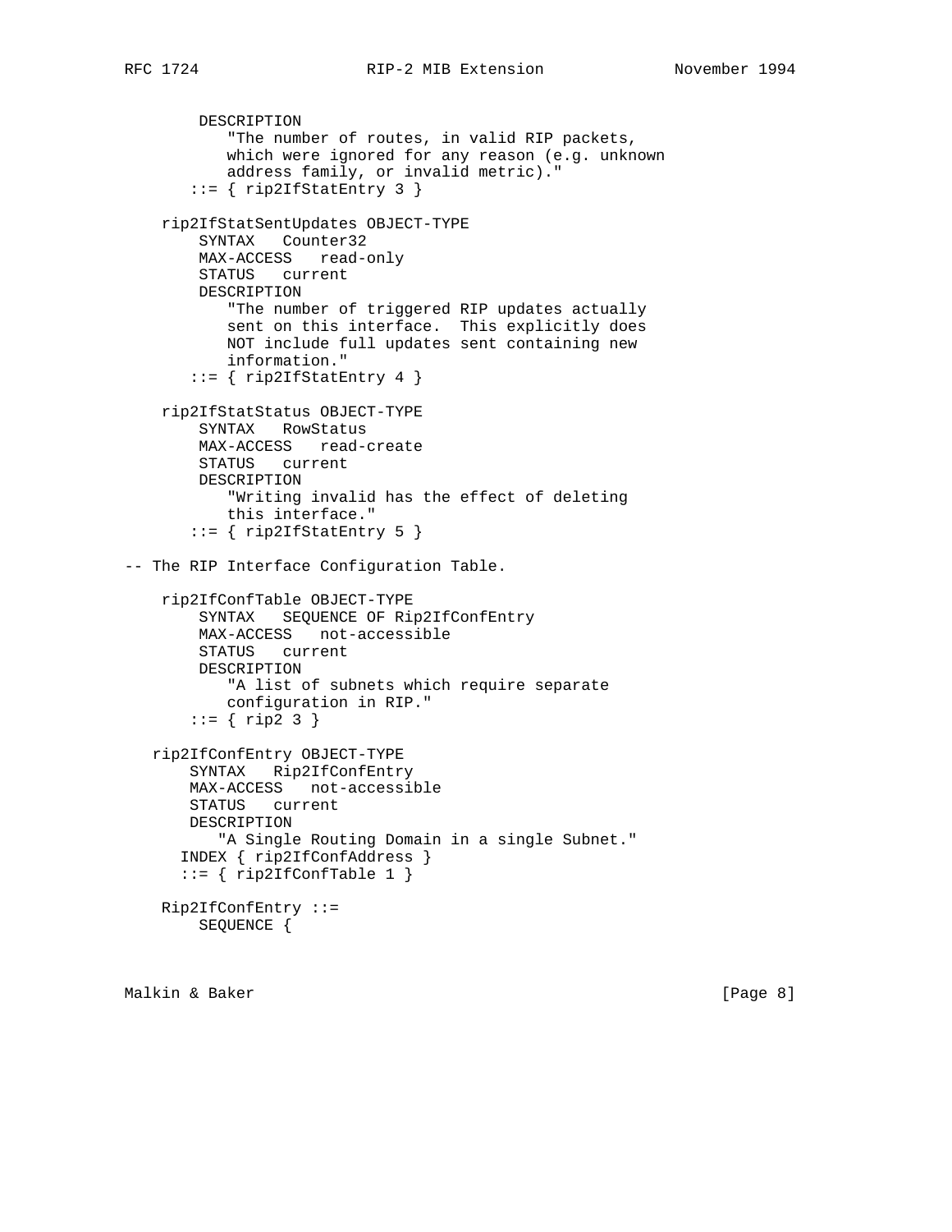```
        DESCRIPTION
           "The number of routes, in valid RIP packets,
           which were ignored for any reason (e.g. unknown
           address family, or invalid metric)."
       ::= { rip2IfStatEntry 3 }

    rip2IfStatSentUpdates OBJECT-TYPE
        SYNTAX   Counter32
        MAX-ACCESS   read-only
        STATUS   current
        DESCRIPTION
           "The number of triggered RIP updates actually
           sent on this interface.  This explicitly does
           NOT include full updates sent containing new
           information."
       ::= { rip2IfStatEntry 4 }

    rip2IfStatStatus OBJECT-TYPE
        SYNTAX   RowStatus
        MAX-ACCESS   read-create
        STATUS   current
        DESCRIPTION
           "Writing invalid has the effect of deleting
           this interface."
       ::= { rip2IfStatEntry 5 }

-- The RIP Interface Configuration Table.

    rip2IfConfTable OBJECT-TYPE
        SYNTAX   SEQUENCE OF Rip2IfConfEntry
        MAX-ACCESS   not-accessible
        STATUS   current
        DESCRIPTION
           "A list of subnets which require separate
           configuration in RIP."
       ::= { rip2 3 }

   rip2IfConfEntry OBJECT-TYPE
       SYNTAX   Rip2IfConfEntry
       MAX-ACCESS   not-accessible
       STATUS   current
       DESCRIPTION
          "A Single Routing Domain in a single Subnet."
      INDEX { rip2IfConfAddress }
      ::= { rip2IfConfTable 1 }

    Rip2IfConfEntry ::=
        SEQUENCE {
```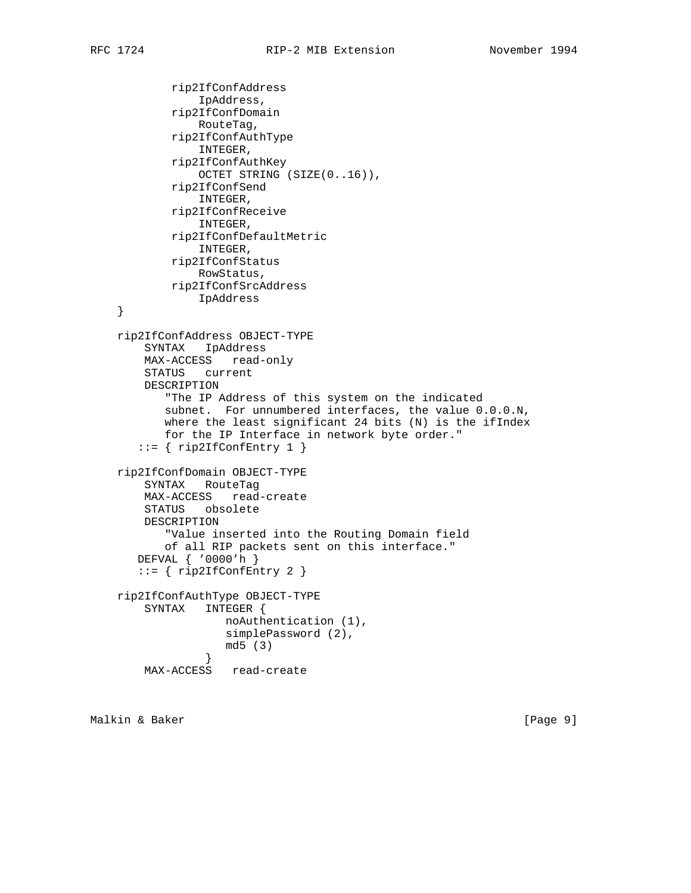```
            rip2IfConfAddress
                IpAddress,
            rip2IfConfDomain
                RouteTag,
            rip2IfConfAuthType
                INTEGER,
            rip2IfConfAuthKey
                OCTET STRING (SIZE(0..16)),
            rip2IfConfSend
                INTEGER,
            rip2IfConfReceive
                INTEGER,
            rip2IfConfDefaultMetric
                INTEGER,
            rip2IfConfStatus
                RowStatus,
            rip2IfConfSrcAddress
                IpAddress
    }

    rip2IfConfAddress OBJECT-TYPE
        SYNTAX   IpAddress
        MAX-ACCESS   read-only
        STATUS   current
        DESCRIPTION
           "The IP Address of this system on the indicated
           subnet.  For unnumbered interfaces, the value 0.0.0.N,
           where the least significant 24 bits (N) is the ifIndex
           for the IP Interface in network byte order."
       ::= { rip2IfConfEntry 1 }

    rip2IfConfDomain OBJECT-TYPE
        SYNTAX   RouteTag
        MAX-ACCESS   read-create
        STATUS   obsolete
        DESCRIPTION
           "Value inserted into the Routing Domain field
           of all RIP packets sent on this interface."
       DEFVAL { '0000'h }
       ::= { rip2IfConfEntry 2 }

    rip2IfConfAuthType OBJECT-TYPE
        SYNTAX   INTEGER {
                    noAuthentication (1),
                    simplePassword (2),
                    md5 (3)
                 }
        MAX-ACCESS   read-create
```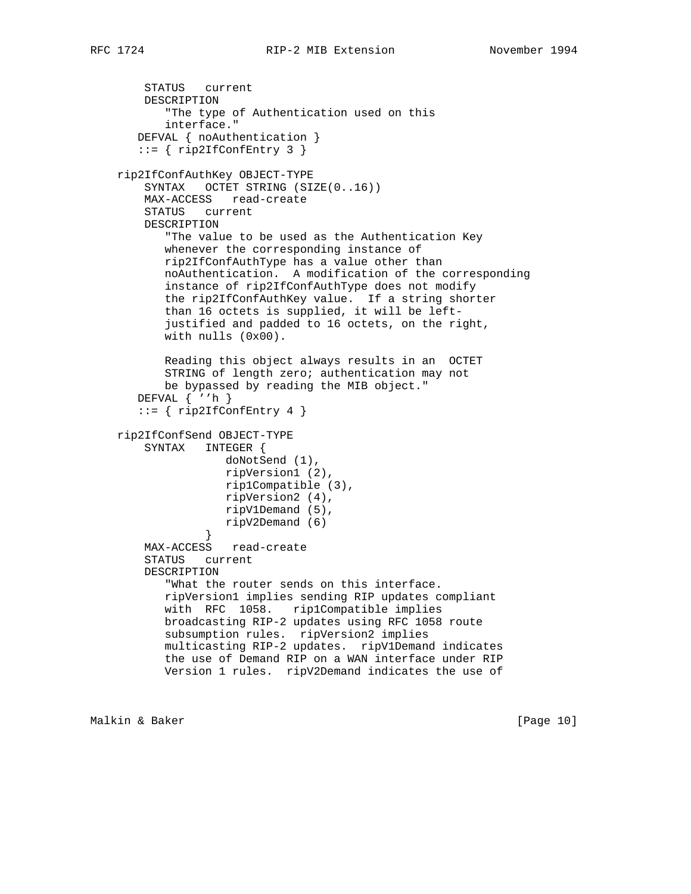```
        STATUS   current
        DESCRIPTION
           "The type of Authentication used on this
           interface."
       DEFVAL { noAuthentication }
       ::= { rip2IfConfEntry 3 }

   rip2IfConfAuthKey OBJECT-TYPE
       SYNTAX   OCTET STRING (SIZE(0..16))
       MAX-ACCESS   read-create
       STATUS   current
       DESCRIPTION
           "The value to be used as the Authentication Key
           whenever the corresponding instance of
           rip2IfConfAuthType has a value other than
           noAuthentication.  A modification of the corresponding
           instance of rip2IfConfAuthType does not modify
           the rip2IfConfAuthKey value.  If a string shorter
           than 16 octets is supplied, it will be left-
           justified and padded to 16 octets, on the right,
           with nulls (0x00).

           Reading this object always results in an  OCTET
           STRING of length zero; authentication may not
           be bypassed by reading the MIB object."
       DEFVAL { ''h }
       ::= { rip2IfConfEntry 4 }

   rip2IfConfSend OBJECT-TYPE
       SYNTAX   INTEGER {
                   doNotSend (1),
                   ripVersion1 (2),
                   rip1Compatible (3),
                   ripVersion2 (4),
                   ripV1Demand (5),
                   ripV2Demand (6)
                }
       MAX-ACCESS   read-create
       STATUS   current
       DESCRIPTION
           "What the router sends on this interface.
           ripVersion1 implies sending RIP updates compliant
           with  RFC  1058.   rip1Compatible implies
           broadcasting RIP-2 updates using RFC 1058 route
           subsumption rules.  ripVersion2 implies
           multicasting RIP-2 updates.  ripV1Demand indicates
           the use of Demand RIP on a WAN interface under RIP
           Version 1 rules.  ripV2Demand indicates the use of
```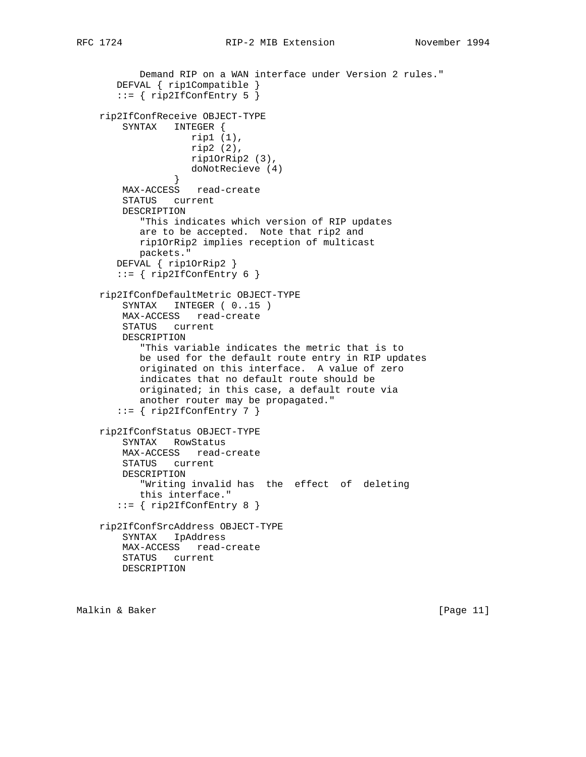```
           Demand RIP on a WAN interface under Version 2 rules."
       DEFVAL { rip1Compatible }
       ::= { rip2IfConfEntry 5 }

   rip2IfConfReceive OBJECT-TYPE
        SYNTAX   INTEGER {
                    rip1 (1),
                    rip2 (2),
                    rip1OrRip2 (3),
                    doNotRecieve (4)
                 }
        MAX-ACCESS   read-create
        STATUS   current
        DESCRIPTION
           "This indicates which version of RIP updates
           are to be accepted.  Note that rip2 and
           rip1OrRip2 implies reception of multicast
           packets."
       DEFVAL { rip1OrRip2 }
       ::= { rip2IfConfEntry 6 }

   rip2IfConfDefaultMetric OBJECT-TYPE
        SYNTAX   INTEGER ( 0..15 )
        MAX-ACCESS   read-create
        STATUS   current
        DESCRIPTION
           "This variable indicates the metric that is to
           be used for the default route entry in RIP updates
           originated on this interface.  A value of zero
           indicates that no default route should be
           originated; in this case, a default route via
           another router may be propagated."
       ::= { rip2IfConfEntry 7 }

   rip2IfConfStatus OBJECT-TYPE
        SYNTAX   RowStatus
        MAX-ACCESS   read-create
        STATUS   current
        DESCRIPTION
           "Writing invalid has  the  effect  of  deleting
           this interface."
       ::= { rip2IfConfEntry 8 }

   rip2IfConfSrcAddress OBJECT-TYPE
        SYNTAX   IpAddress
        MAX-ACCESS   read-create
        STATUS   current
        DESCRIPTION
```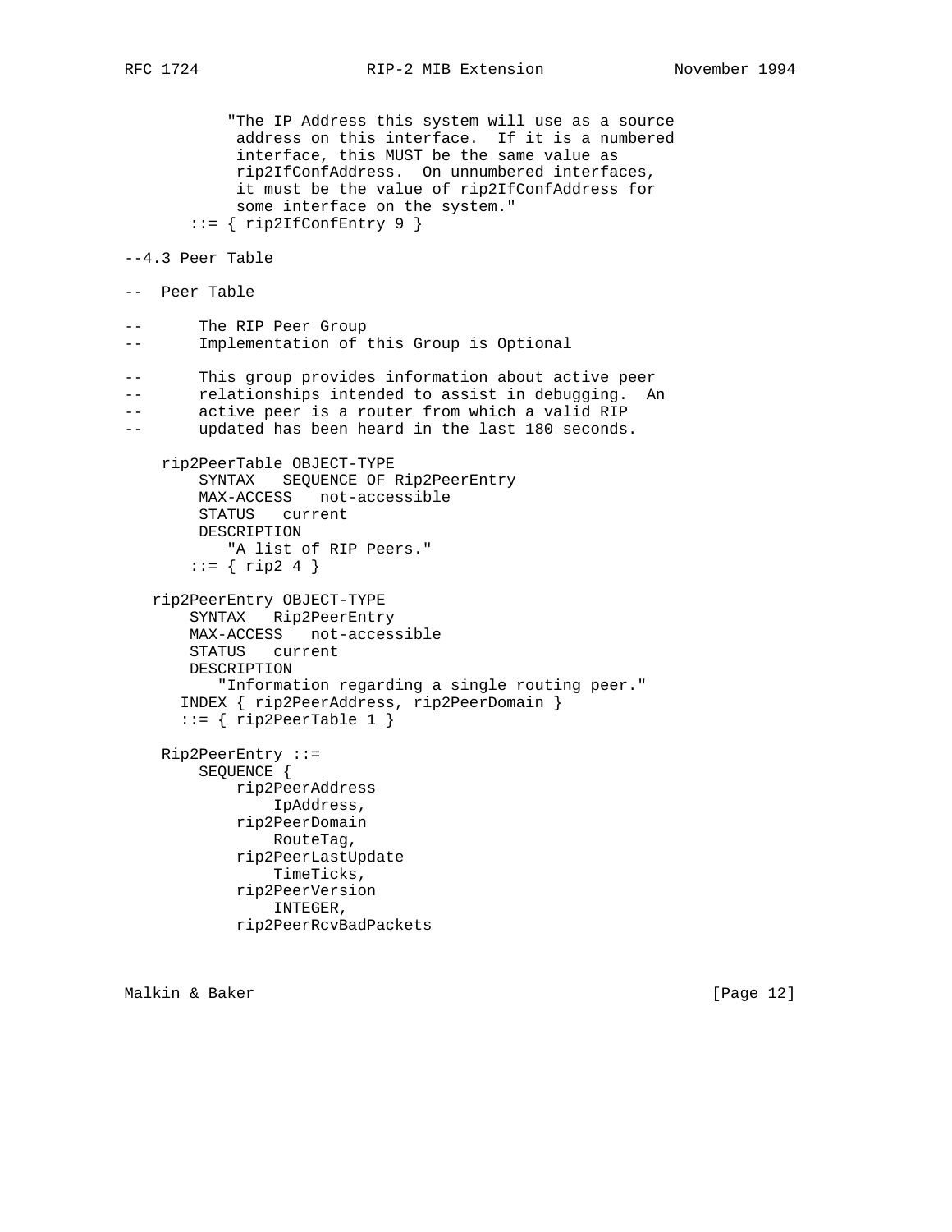```
           "The IP Address this system will use as a source
            address on this interface.  If it is a numbered
            interface, this MUST be the same value as
            rip2IfConfAddress.  On unnumbered interfaces,
            it must be the value of rip2IfConfAddress for
            some interface on the system."
       ::= { rip2IfConfEntry 9 }

--4.3 Peer Table

--  Peer Table

--      The RIP Peer Group
--      Implementation of this Group is Optional

--      This group provides information about active peer
--      relationships intended to assist in debugging.  An
--      active peer is a router from which a valid RIP
--      updated has been heard in the last 180 seconds.

    rip2PeerTable OBJECT-TYPE
        SYNTAX   SEQUENCE OF Rip2PeerEntry
        MAX-ACCESS   not-accessible
        STATUS   current
        DESCRIPTION
           "A list of RIP Peers."
       ::= { rip2 4 }

   rip2PeerEntry OBJECT-TYPE
       SYNTAX   Rip2PeerEntry
       MAX-ACCESS   not-accessible
       STATUS   current
       DESCRIPTION
          "Information regarding a single routing peer."
      INDEX { rip2PeerAddress, rip2PeerDomain }
      ::= { rip2PeerTable 1 }

    Rip2PeerEntry ::=
        SEQUENCE {
            rip2PeerAddress
                IpAddress,
            rip2PeerDomain
                RouteTag,
            rip2PeerLastUpdate
                TimeTicks,
            rip2PeerVersion
                INTEGER,
            rip2PeerRcvBadPackets
```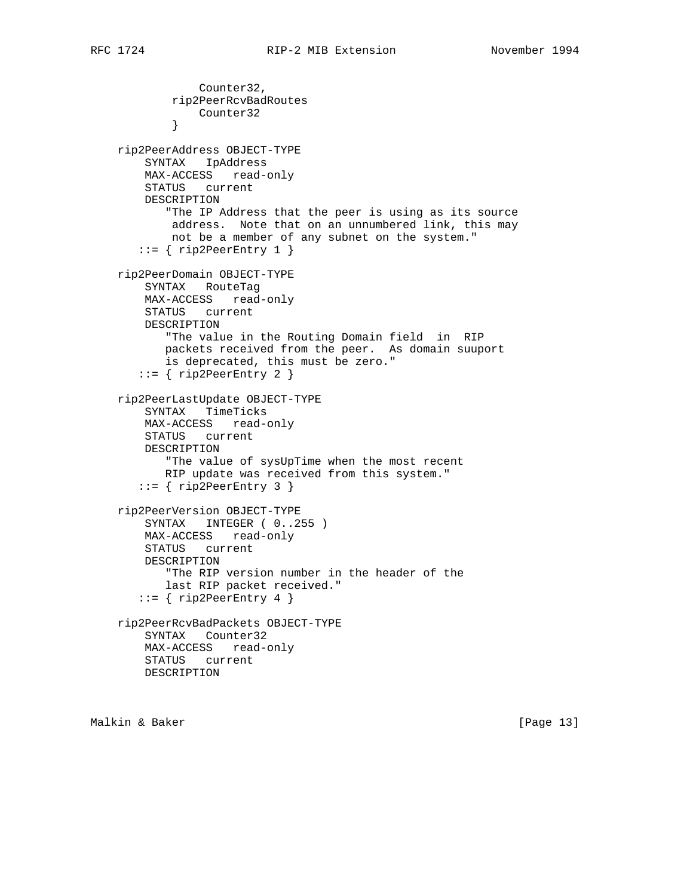```
                Counter32,
            rip2PeerRcvBadRoutes
                Counter32
            }

    rip2PeerAddress OBJECT-TYPE
        SYNTAX   IpAddress
        MAX-ACCESS   read-only
        STATUS   current
        DESCRIPTION
           "The IP Address that the peer is using as its source
            address.  Note that on an unnumbered link, this may
            not be a member of any subnet on the system."
       ::= { rip2PeerEntry 1 }

    rip2PeerDomain OBJECT-TYPE
        SYNTAX   RouteTag
        MAX-ACCESS   read-only
        STATUS   current
        DESCRIPTION
           "The value in the Routing Domain field  in  RIP
           packets received from the peer.  As domain suuport
           is deprecated, this must be zero."
       ::= { rip2PeerEntry 2 }

    rip2PeerLastUpdate OBJECT-TYPE
        SYNTAX   TimeTicks
        MAX-ACCESS   read-only
        STATUS   current
        DESCRIPTION
           "The value of sysUpTime when the most recent
           RIP update was received from this system."
       ::= { rip2PeerEntry 3 }

    rip2PeerVersion OBJECT-TYPE
        SYNTAX   INTEGER ( 0..255 )
        MAX-ACCESS   read-only
        STATUS   current
        DESCRIPTION
           "The RIP version number in the header of the
           last RIP packet received."
       ::= { rip2PeerEntry 4 }

    rip2PeerRcvBadPackets OBJECT-TYPE
        SYNTAX   Counter32
        MAX-ACCESS   read-only
        STATUS   current
        DESCRIPTION
```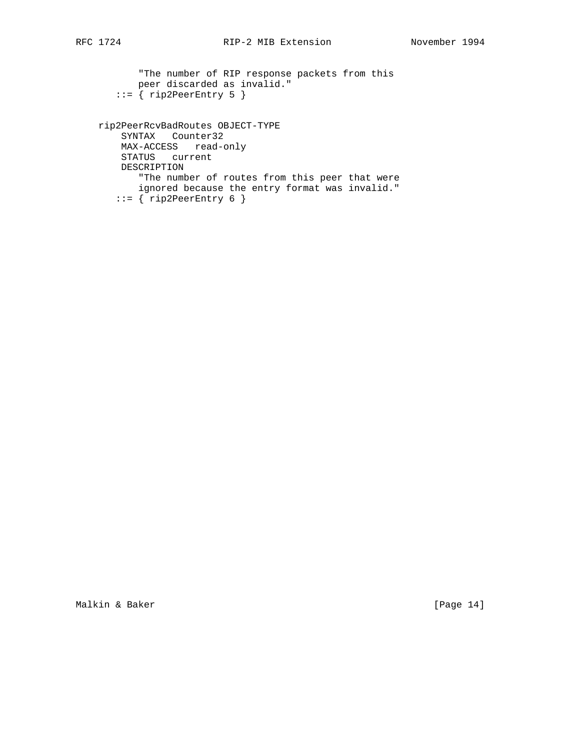```
           "The number of RIP response packets from this
           peer discarded as invalid."
       ::= { rip2PeerEntry 5 }


    rip2PeerRcvBadRoutes OBJECT-TYPE
        SYNTAX   Counter32
        MAX-ACCESS   read-only
        STATUS   current
        DESCRIPTION
           "The number of routes from this peer that were
           ignored because the entry format was invalid."
       ::= { rip2PeerEntry 6 }
```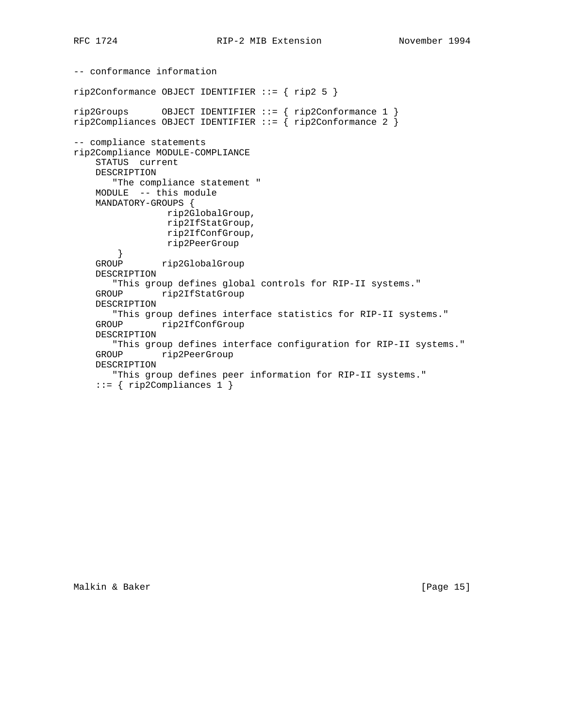```
-- conformance information

rip2Conformance OBJECT IDENTIFIER ::= { rip2 5 }

rip2Groups      OBJECT IDENTIFIER ::= { rip2Conformance 1 }
rip2Compliances OBJECT IDENTIFIER ::= { rip2Conformance 2 }

-- compliance statements
rip2Compliance MODULE-COMPLIANCE
    STATUS  current
    DESCRIPTION
       "The compliance statement "
    MODULE  -- this module
    MANDATORY-GROUPS {
                 rip2GlobalGroup,
                 rip2IfStatGroup,
                 rip2IfConfGroup,
                 rip2PeerGroup
        }
    GROUP       rip2GlobalGroup
    DESCRIPTION
       "This group defines global controls for RIP-II systems."
    GROUP       rip2IfStatGroup
    DESCRIPTION
       "This group defines interface statistics for RIP-II systems."
    GROUP       rip2IfConfGroup
    DESCRIPTION
       "This group defines interface configuration for RIP-II systems."
    GROUP       rip2PeerGroup
    DESCRIPTION
       "This group defines peer information for RIP-II systems."
    ::= { rip2Compliances 1 }
```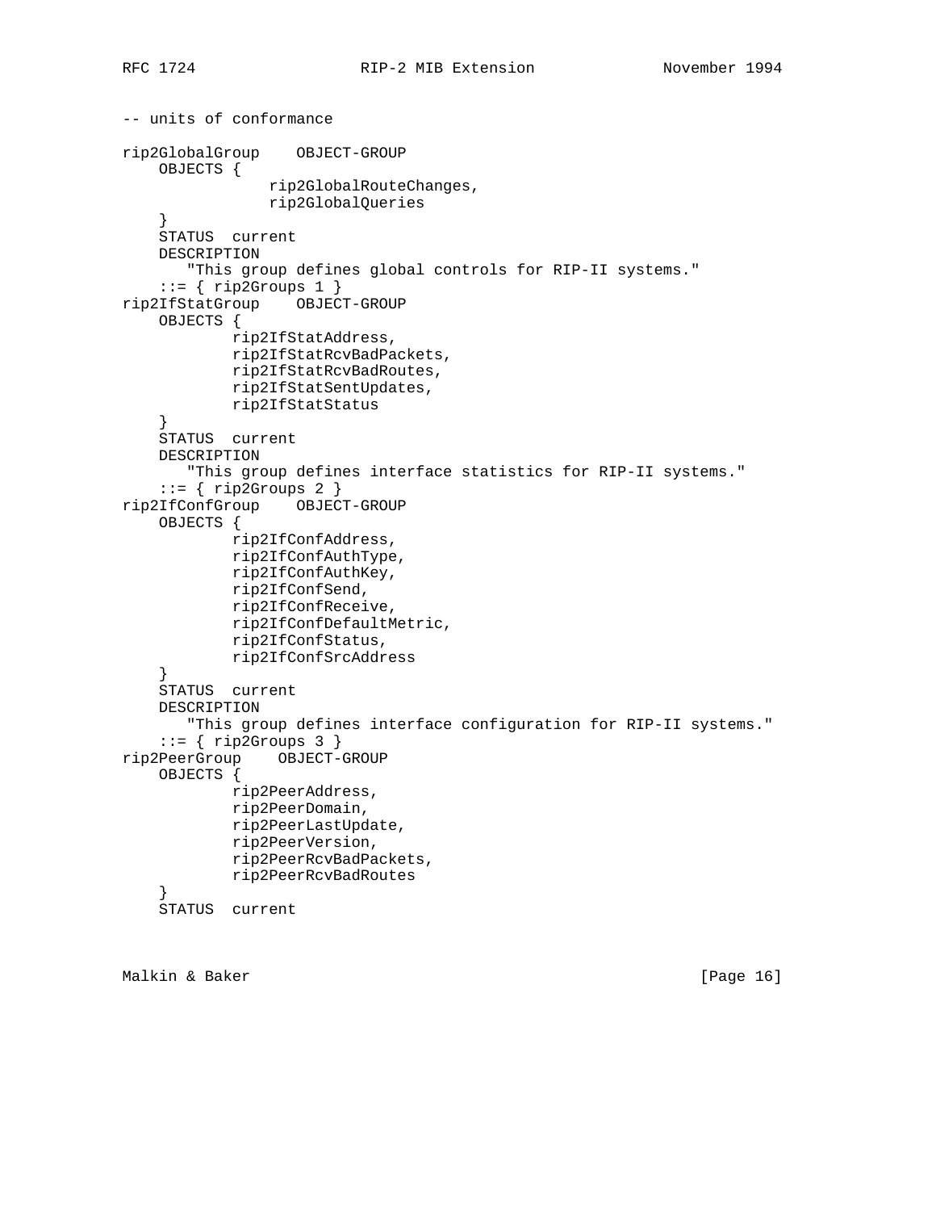```
-- units of conformance

rip2GlobalGroup    OBJECT-GROUP
    OBJECTS {
                rip2GlobalRouteChanges,
                rip2GlobalQueries
    }
    STATUS  current
    DESCRIPTION
       "This group defines global controls for RIP-II systems."
    ::= { rip2Groups 1 }
rip2IfStatGroup    OBJECT-GROUP
    OBJECTS {
            rip2IfStatAddress,
            rip2IfStatRcvBadPackets,
            rip2IfStatRcvBadRoutes,
            rip2IfStatSentUpdates,
            rip2IfStatStatus
    }
    STATUS  current
    DESCRIPTION
       "This group defines interface statistics for RIP-II systems."
    ::= { rip2Groups 2 }
rip2IfConfGroup    OBJECT-GROUP
    OBJECTS {
            rip2IfConfAddress,
            rip2IfConfAuthType,
            rip2IfConfAuthKey,
            rip2IfConfSend,
            rip2IfConfReceive,
            rip2IfConfDefaultMetric,
            rip2IfConfStatus,
            rip2IfConfSrcAddress
    }
    STATUS  current
    DESCRIPTION
       "This group defines interface configuration for RIP-II systems."
    ::= { rip2Groups 3 }
rip2PeerGroup    OBJECT-GROUP
    OBJECTS {
            rip2PeerAddress,
            rip2PeerDomain,
            rip2PeerLastUpdate,
            rip2PeerVersion,
            rip2PeerRcvBadPackets,
            rip2PeerRcvBadRoutes
    }
    STATUS  current
```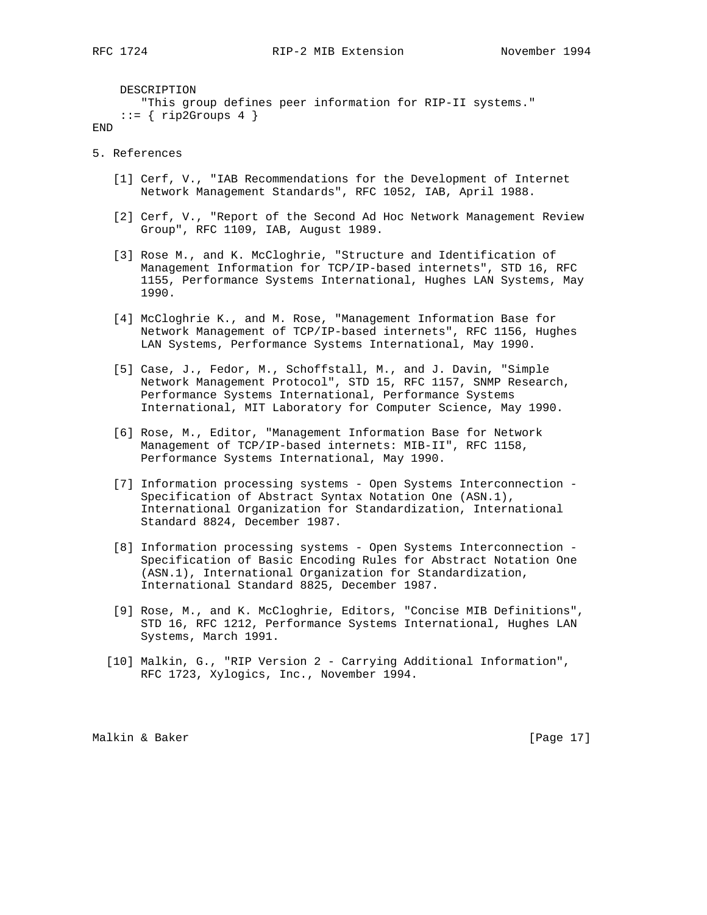```
    DESCRIPTION
       "This group defines peer information for RIP-II systems."
    ::= { rip2Groups 4 }
END
```

## 5. References

[1] Cerf, V., "IAB Recommendations for the Development of Internet Network Management Standards", RFC 1052, IAB, April 1988.

[2] Cerf, V., "Report of the Second Ad Hoc Network Management Review Group", RFC 1109, IAB, August 1989.

[3] Rose M., and K. McCloghrie, "Structure and Identification of Management Information for TCP/IP-based internets", STD 16, RFC 1155, Performance Systems International, Hughes LAN Systems, May 1990.

[4] McCloghrie K., and M. Rose, "Management Information Base for Network Management of TCP/IP-based internets", RFC 1156, Hughes LAN Systems, Performance Systems International, May 1990.

[5] Case, J., Fedor, M., Schoffstall, M., and J. Davin, "Simple Network Management Protocol", STD 15, RFC 1157, SNMP Research, Performance Systems International, Performance Systems International, MIT Laboratory for Computer Science, May 1990.

[6] Rose, M., Editor, "Management Information Base for Network Management of TCP/IP-based internets: MIB-II", RFC 1158, Performance Systems International, May 1990.

[7] Information processing systems - Open Systems Interconnection - Specification of Abstract Syntax Notation One (ASN.1), International Organization for Standardization, International Standard 8824, December 1987.

[8] Information processing systems - Open Systems Interconnection - Specification of Basic Encoding Rules for Abstract Notation One (ASN.1), International Organization for Standardization, International Standard 8825, December 1987.

[9] Rose, M., and K. McCloghrie, Editors, "Concise MIB Definitions", STD 16, RFC 1212, Performance Systems International, Hughes LAN Systems, March 1991.

[10] Malkin, G., "RIP Version 2 - Carrying Additional Information", RFC 1723, Xylogics, Inc., November 1994.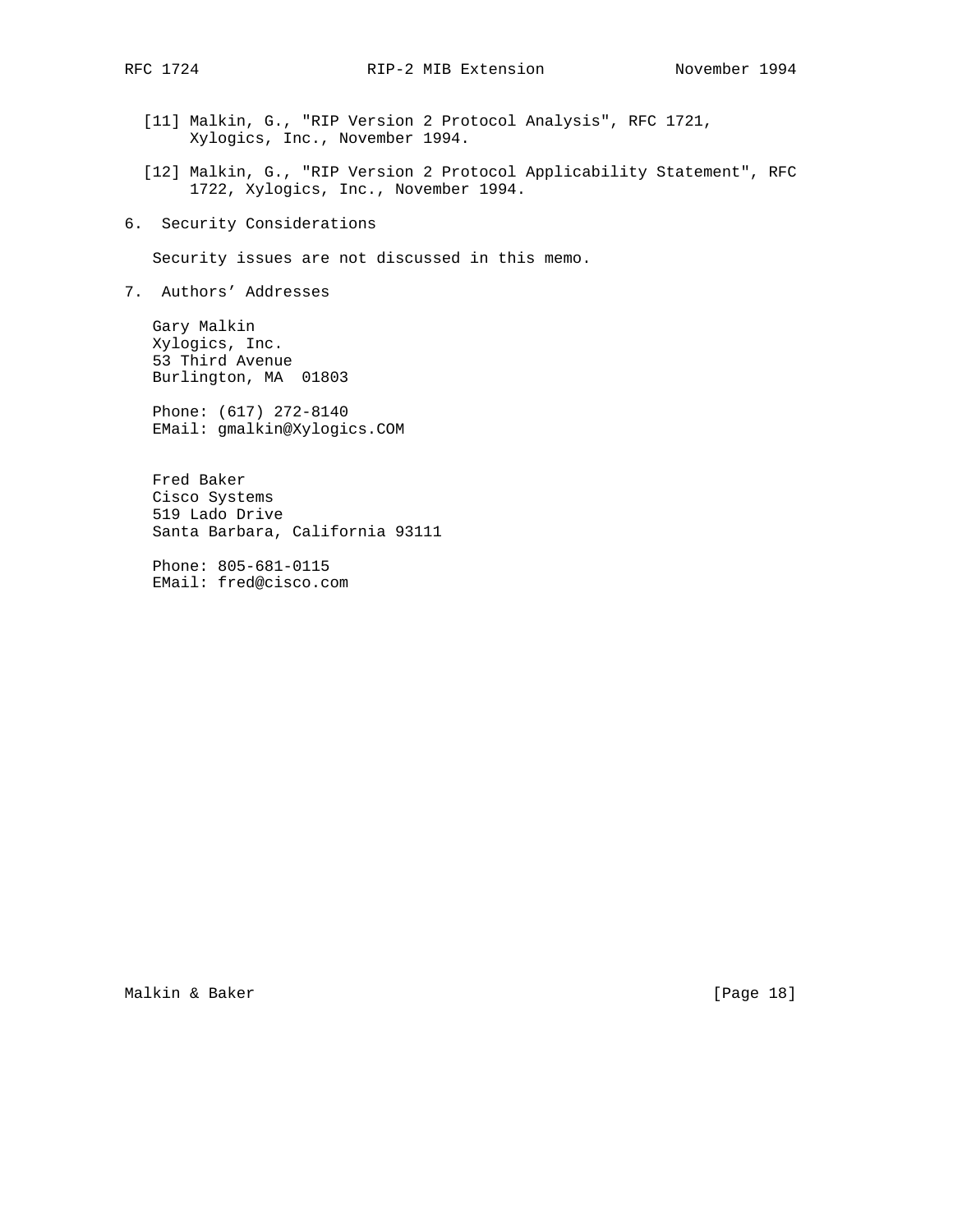[11] Malkin, G., "RIP Version 2 Protocol Analysis", RFC 1721, Xylogics, Inc., November 1994.

[12] Malkin, G., "RIP Version 2 Protocol Applicability Statement", RFC 1722, Xylogics, Inc., November 1994.

## 6. Security Considerations

Security issues are not discussed in this memo.

## 7. Authors' Addresses

Gary Malkin
Xylogics, Inc.
53 Third Avenue
Burlington, MA  01803

Phone: (617) 272-8140
EMail: gmalkin@Xylogics.COM

Fred Baker
Cisco Systems
519 Lado Drive
Santa Barbara, California 93111

Phone: 805-681-0115
EMail: fred@cisco.com